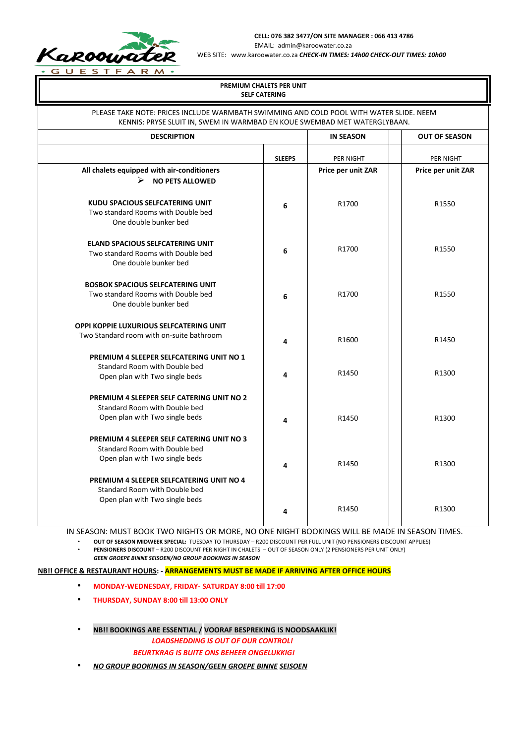Karoowater GUESTFARM

**CELL: 076 382 3477/ON SITE MANAGER : 066 413 4786**
EMAIL: admin@karoowater.co.za
WEB SITE: www.karoowater.co.za ***CHECK-IN TIMES: 14h00 CHECK-OUT TIMES: 10h00***

**PREMIUM CHALETS PER UNIT**
**SELF CATERING**

PLEASE TAKE NOTE: PRICES INCLUDE WARMBATH SWIMMING AND COLD POOL WITH WATER SLIDE. NEEM KENNIS: PRYSE SLUIT IN, SWEM IN WARMBAD EN KOUE SWEMBAD MET WATERGLYBAAN.

| DESCRIPTION | | IN SEASON | | OUT OF SEASON |
|---|---|---|---|---|
| | **SLEEPS** | PER NIGHT | | PER NIGHT |
| **All chalets equipped with air-conditioners** ➢ **NO PETS ALLOWED** | | **Price per unit ZAR** | | **Price per unit ZAR** |
| **KUDU SPACIOUS SELFCATERING UNIT** Two standard Rooms with Double bed One double bunker bed | **6** | R1700 | | R1550 |
| **ELAND SPACIOUS SELFCATERING UNIT** Two standard Rooms with Double bed One double bunker bed | **6** | R1700 | | R1550 |
| **BOSBOK SPACIOUS SELFCATERING UNIT** Two standard Rooms with Double bed One double bunker bed | **6** | R1700 | | R1550 |
| **OPPI KOPPIE LUXURIOUS SELFCATERING UNIT** Two Standard room with on-suite bathroom | **4** | R1600 | | R1450 |
| **PREMIUM 4 SLEEPER SELFCATERING UNIT NO 1** Standard Room with Double bed Open plan with Two single beds | **4** | R1450 | | R1300 |
| **PREMIUM 4 SLEEPER SELF CATERING UNIT NO 2** Standard Room with Double bed Open plan with Two single beds | **4** | R1450 | | R1300 |
| **PREMIUM 4 SLEEPER SELF CATERING UNIT NO 3** Standard Room with Double bed Open plan with Two single beds | **4** | R1450 | | R1300 |
| **PREMIUM 4 SLEEPER SELFCATERING UNIT NO 4** Standard Room with Double bed Open plan with Two single beds | **4** | R1450 | | R1300 |

IN SEASON: MUST BOOK TWO NIGHTS OR MORE, NO ONE NIGHT BOOKINGS WILL BE MADE IN SEASON TIMES.

- **OUT OF SEASON MIDWEEK SPECIAL:** TUESDAY TO THURSDAY – R200 DISCOUNT PER FULL UNIT (NO PENSIONERS DISCOUNT APPLIES)
- **PENSIONERS DISCOUNT** – R200 DISCOUNT PER NIGHT IN CHALETS – OUT OF SEASON ONLY (2 PENSIONERS PER UNIT ONLY)

***GEEN GROEPE BINNE SEISOEN/NO GROUP BOOKINGS IN SEASON***

**NB!! OFFICE & RESTAURANT HOURS: - ARRANGEMENTS MUST BE MADE IF ARRIVING AFTER OFFICE HOURS**

- **MONDAY-WEDNESDAY, FRIDAY- SATURDAY 8:00 till 17:00**
- **THURSDAY, SUNDAY 8:00 till 13:00 ONLY**

- **NB!! BOOKINGS ARE ESSENTIAL / VOORAF BESPREKING IS NOODSAAKLIK!**

  ***LOADSHEDDING IS OUT OF OUR CONTROL!***

  ***BEURTKRAG IS BUITE ONS BEHEER ONGELUKKIG!***

- ***NO GROUP BOOKINGS IN SEASON/GEEN GROEPE BINNE SEISOEN***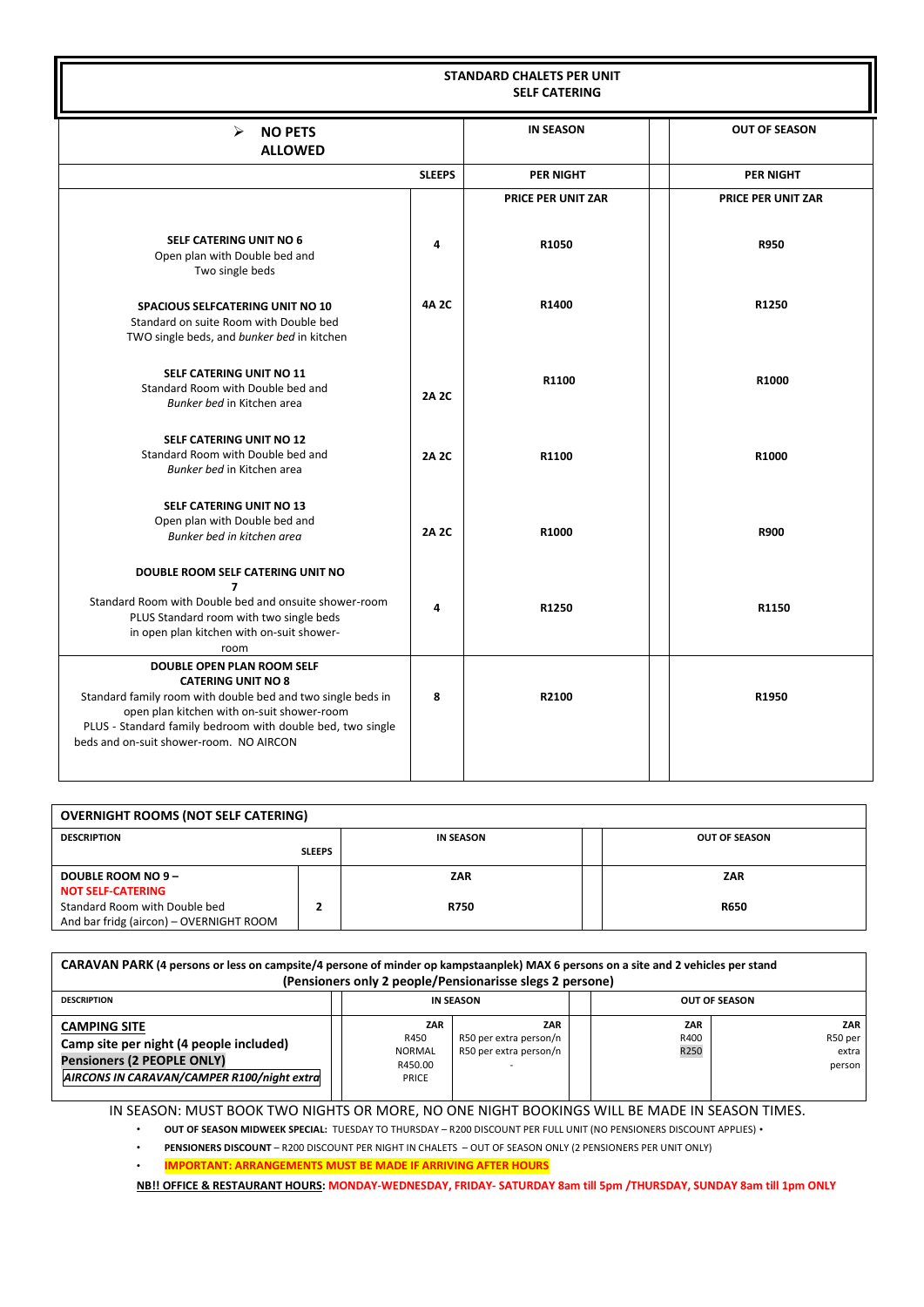## STANDARD CHALETS PER UNIT
## SELF CATERING

| ➢ **NO PETS ALLOWED** | | **IN SEASON** | | **OUT OF SEASON** |
|---|---|---|---|---|
| | **SLEEPS** | **PER NIGHT** | | **PER NIGHT** |
| | | **PRICE PER UNIT ZAR** | | **PRICE PER UNIT ZAR** |
| **SELF CATERING UNIT NO 6** Open plan with Double bed and Two single beds | **4** | **R1050** | | **R950** |
| **SPACIOUS SELFCATERING UNIT NO 10** Standard on suite Room with Double bed TWO single beds, and *bunker bed* in kitchen | **4A 2C** | **R1400** | | **R1250** |
| **SELF CATERING UNIT NO 11** Standard Room with Double bed and *Bunker bed* in Kitchen area | **2A 2C** | **R1100** | | **R1000** |
| **SELF CATERING UNIT NO 12** Standard Room with Double bed and *Bunker bed* in Kitchen area | **2A 2C** | **R1100** | | **R1000** |
| **SELF CATERING UNIT NO 13** Open plan with Double bed and *Bunker bed in kitchen area* | **2A 2C** | **R1000** | | **R900** |
| **DOUBLE ROOM SELF CATERING UNIT NO 7** Standard Room with Double bed and onsuite shower-room PLUS Standard room with two single beds in open plan kitchen with on-suit shower-room | **4** | **R1250** | | **R1150** |
| **DOUBLE OPEN PLAN ROOM SELF CATERING UNIT NO 8** Standard family room with double bed and two single beds in open plan kitchen with on-suit shower-room PLUS - Standard family bedroom with double bed, two single beds and on-suit shower-room. NO AIRCON | **8** | **R2100** | | **R1950** |

| **OVERNIGHT ROOMS (NOT SELF CATERING)** | | | | |
|---|---|---|---|---|
| **DESCRIPTION** | **SLEEPS** | **IN SEASON** | | **OUT OF SEASON** |
| **DOUBLE ROOM NO 9 –** **NOT SELF-CATERING** Standard Room with Double bed And bar fridg (aircon) – OVERNIGHT ROOM | **2** | **ZAR** **R750** | | **ZAR** **R650** |

| **CARAVAN PARK (4 persons or less on campsite/4 persone of minder op kampstaanplek) MAX 6 persons on a site and 2 vehicles per stand (Pensioners only 2 people/Pensionarisse slegs 2 persone)** | | | | | | |
|---|---|---|---|---|---|---|
| **DESCRIPTION** | | **IN SEASON** | | | **OUT OF SEASON** | |
| **CAMPING SITE** **Camp site per night (4 people included)** **Pensioners (2 PEOPLE ONLY)** ***AIRCONS IN CARAVAN/CAMPER R100/night extra*** | | **ZAR** R450 NORMAL R450.00 PRICE | **ZAR** R50 per extra person/n R50 per extra person/n - | | **ZAR** R400 R250 | **ZAR** R50 per extra person |

IN SEASON: MUST BOOK TWO NIGHTS OR MORE, NO ONE NIGHT BOOKINGS WILL BE MADE IN SEASON TIMES.

- **OUT OF SEASON MIDWEEK SPECIAL:** TUESDAY TO THURSDAY – R200 DISCOUNT PER FULL UNIT (NO PENSIONERS DISCOUNT APPLIES) •
- **PENSIONERS DISCOUNT** – R200 DISCOUNT PER NIGHT IN CHALETS – OUT OF SEASON ONLY (2 PENSIONERS PER UNIT ONLY)
- **IMPORTANT: ARRANGEMENTS MUST BE MADE IF ARRIVING AFTER HOURS**

**NB!! OFFICE & RESTAURANT HOURS: MONDAY-WEDNESDAY, FRIDAY- SATURDAY 8am till 5pm /THURSDAY, SUNDAY 8am till 1pm ONLY**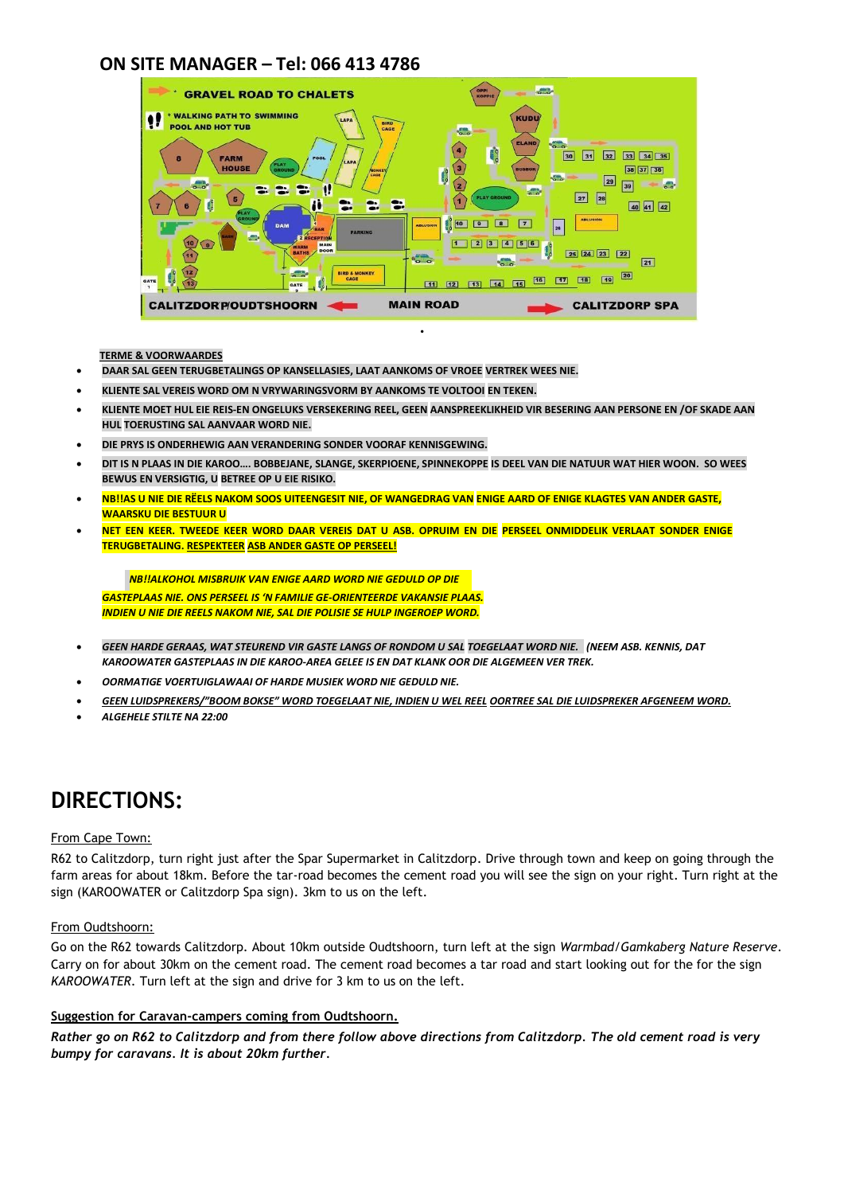## ON SITE MANAGER – Tel: 066 413 4786

GRAVEL ROAD TO CHALETS

* WALKING PATH TO SWIMMING POOL AND HOT TUB

CALITZDORP/OUDTSHOORN

MAIN ROAD

CALITZDORP SPA

**TERME & VOORWAARDES**

- **DAAR SAL GEEN TERUGBETALINGS OP KANSELLASIES, LAAT AANKOMS OF VROEE VERTREK WEES NIE.**
- **KLIENTE SAL VEREIS WORD OM N VRYWARINGSVORM BY AANKOMS TE VOLTOOI EN TEKEN.**
- **KLIENTE MOET HUL EIE REIS-EN ONGELUKS VERSEKERING REEL, GEEN AANSPREEKLIKHEID VIR BESERING AAN PERSONE EN /OF SKADE AAN HUL TOERUSTING SAL AANVAAR WORD NIE.**
- **DIE PRYS IS ONDERHEWIG AAN VERANDERING SONDER VOORAF KENNISGEWING.**
- **DIT IS N PLAAS IN DIE KAROO…. BOBBEJANE, SLANGE, SKERPIOENE, SPINNEKOPPE IS DEEL VAN DIE NATUUR WAT HIER WOON. SO WEES BEWUS EN VERSIGTIG, U BETREE OP U EIE RISIKO.**
- **NB!!AS U NIE DIE RËELS NAKOM SOOS UITEENGESIT NIE, OF WANGEDRAG VAN ENIGE AARD OF ENIGE KLAGTES VAN ANDER GASTE, WAARSKU DIE BESTUUR U**
- **NET EEN KEER. TWEEDE KEER WORD DAAR VEREIS DAT U ASB. OPRUIM EN DIE PERSEEL ONMIDDELIK VERLAAT SONDER ENIGE TERUGBETALING. RESPEKTEER ASB ANDER GASTE OP PERSEEL!**

***NB!!ALKOHOL MISBRUIK VAN ENIGE AARD WORD NIE GEDULD OP DIE GASTEPLAAS NIE. ONS PERSEEL IS 'N FAMILIE GE-ORIENTEERDE VAKANSIE PLAAS. INDIEN U NIE DIE REELS NAKOM NIE, SAL DIE POLISIE SE HULP INGEROEP WORD.***

- ***GEEN HARDE GERAAS, WAT STEUREND VIR GASTE LANGS OF RONDOM U SAL TOEGELAAT WORD NIE. (NEEM ASB. KENNIS, DAT KAROOWATER GASTEPLAAS IN DIE KAROO-AREA GELEE IS EN DAT KLANK OOR DIE ALGEMEEN VER TREK.***
- ***OORMATIGE VOERTUIGLAWAAI OF HARDE MUSIEK WORD NIE GEDULD NIE.***
- ***GEEN LUIDSPREKERS/"BOOM BOKSE" WORD TOEGELAAT NIE, INDIEN U WEL REEL OORTREE SAL DIE LUIDSPREKER AFGENEEM WORD.***
- ***ALGEHELE STILTE NA 22:00***

# DIRECTIONS:

From Cape Town:

R62 to Calitzdorp, turn right just after the Spar Supermarket in Calitzdorp. Drive through town and keep on going through the farm areas for about 18km. Before the tar-road becomes the cement road you will see the sign on your right. Turn right at the sign (KAROOWATER or Calitzdorp Spa sign). 3km to us on the left.

From Oudtshoorn:

Go on the R62 towards Calitzdorp. About 10km outside Oudtshoorn, turn left at the sign *Warmbad/Gamkaberg Nature Reserve*. Carry on for about 30km on the cement road. The cement road becomes a tar road and start looking out for the for the sign *KAROOWATER*. Turn left at the sign and drive for 3 km to us on the left.

**Suggestion for Caravan-campers coming from Oudtshoorn.**

***Rather go on R62 to Calitzdorp and from there follow above directions from Calitzdorp. The old cement road is very bumpy for caravans. It is about 20km further.***